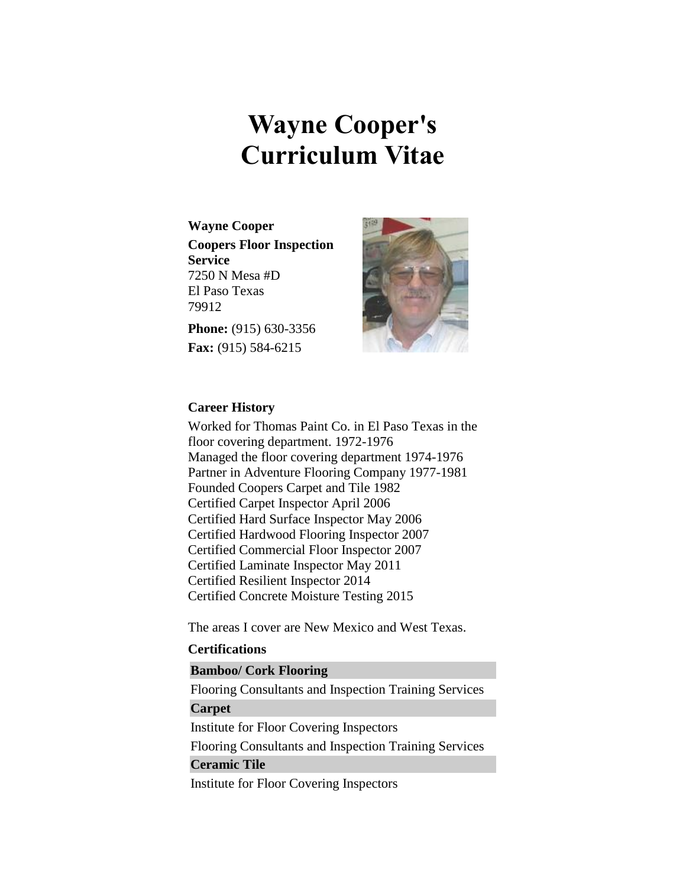# Wayne Cooper's Curriculum Vitae

**Wayne Cooper**

**Coopers Floor Inspection Service**
7250 N Mesa #D
El Paso Texas
79912

**Phone:** (915) 630-3356

**Fax:** (915) 584-6215

**Career History**

Worked for Thomas Paint Co. in El Paso Texas in the floor covering department. 1972-1976
Managed the floor covering department 1974-1976
Partner in Adventure Flooring Company 1977-1981
Founded Coopers Carpet and Tile 1982
Certified Carpet Inspector April 2006
Certified Hard Surface Inspector May 2006
Certified Hardwood Flooring Inspector 2007
Certified Commercial Floor Inspector 2007
Certified Laminate Inspector May 2011
Certified Resilient Inspector 2014
Certified Concrete Moisture Testing 2015

The areas I cover are New Mexico and West Texas.

**Certifications**

**Bamboo/ Cork Flooring**

Flooring Consultants and Inspection Training Services

**Carpet**

Institute for Floor Covering Inspectors

Flooring Consultants and Inspection Training Services

**Ceramic Tile**

Institute for Floor Covering Inspectors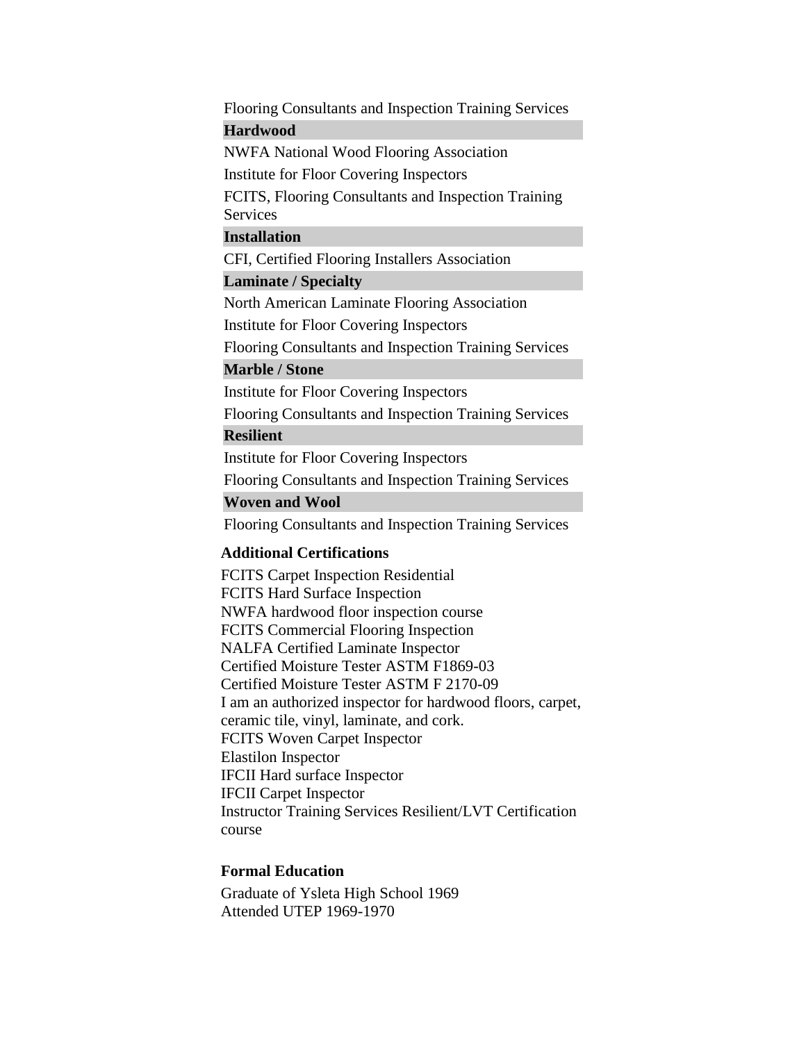Flooring Consultants and Inspection Training Services

**Hardwood**

NWFA National Wood Flooring Association

Institute for Floor Covering Inspectors

FCITS, Flooring Consultants and Inspection Training Services

**Installation**

CFI, Certified Flooring Installers Association

**Laminate / Specialty**

North American Laminate Flooring Association

Institute for Floor Covering Inspectors

Flooring Consultants and Inspection Training Services

**Marble / Stone**

Institute for Floor Covering Inspectors

Flooring Consultants and Inspection Training Services

**Resilient**

Institute for Floor Covering Inspectors

Flooring Consultants and Inspection Training Services

**Woven and Wool**

Flooring Consultants and Inspection Training Services

### Additional Certifications

FCITS Carpet Inspection Residential
FCITS Hard Surface Inspection
NWFA hardwood floor inspection course
FCITS Commercial Flooring Inspection
NALFA Certified Laminate Inspector
Certified Moisture Tester ASTM F1869-03
Certified Moisture Tester ASTM F 2170-09
I am an authorized inspector for hardwood floors, carpet, ceramic tile, vinyl, laminate, and cork.
FCITS Woven Carpet Inspector
Elastilon Inspector
IFCII Hard surface Inspector
IFCII Carpet Inspector
Instructor Training Services Resilient/LVT Certification course

### Formal Education

Graduate of Ysleta High School 1969
Attended UTEP 1969-1970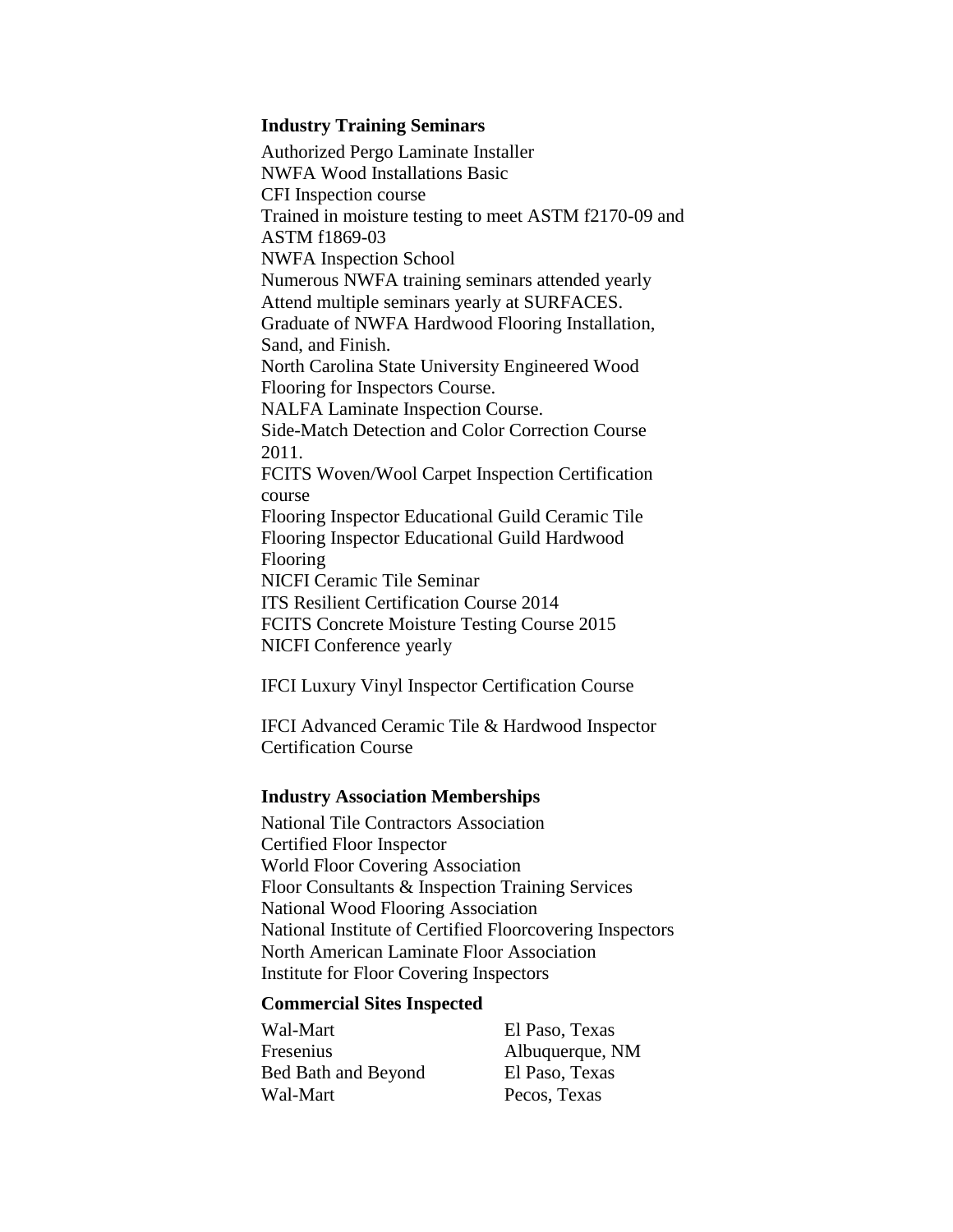**Industry Training Seminars**

Authorized Pergo Laminate Installer
NWFA Wood Installations Basic
CFI Inspection course
Trained in moisture testing to meet ASTM f2170-09 and ASTM f1869-03
NWFA Inspection School
Numerous NWFA training seminars attended yearly
Attend multiple seminars yearly at SURFACES.
Graduate of NWFA Hardwood Flooring Installation, Sand, and Finish.
North Carolina State University Engineered Wood Flooring for Inspectors Course.
NALFA Laminate Inspection Course.
Side-Match Detection and Color Correction Course 2011.
FCITS Woven/Wool Carpet Inspection Certification course
Flooring Inspector Educational Guild Ceramic Tile
Flooring Inspector Educational Guild Hardwood Flooring
NICFI Ceramic Tile Seminar
ITS Resilient Certification Course 2014
FCITS Concrete Moisture Testing Course 2015
NICFI Conference yearly

IFCI Luxury Vinyl Inspector Certification Course

IFCI Advanced Ceramic Tile & Hardwood Inspector Certification Course

**Industry Association Memberships**

National Tile Contractors Association
Certified Floor Inspector
World Floor Covering Association
Floor Consultants & Inspection Training Services
National Wood Flooring Association
National Institute of Certified Floorcovering Inspectors
North American Laminate Floor Association
Institute for Floor Covering Inspectors

**Commercial Sites Inspected**

| | |
|---|---|
| Wal-Mart | El Paso, Texas |
| Fresenius | Albuquerque, NM |
| Bed Bath and Beyond | El Paso, Texas |
| Wal-Mart | Pecos, Texas |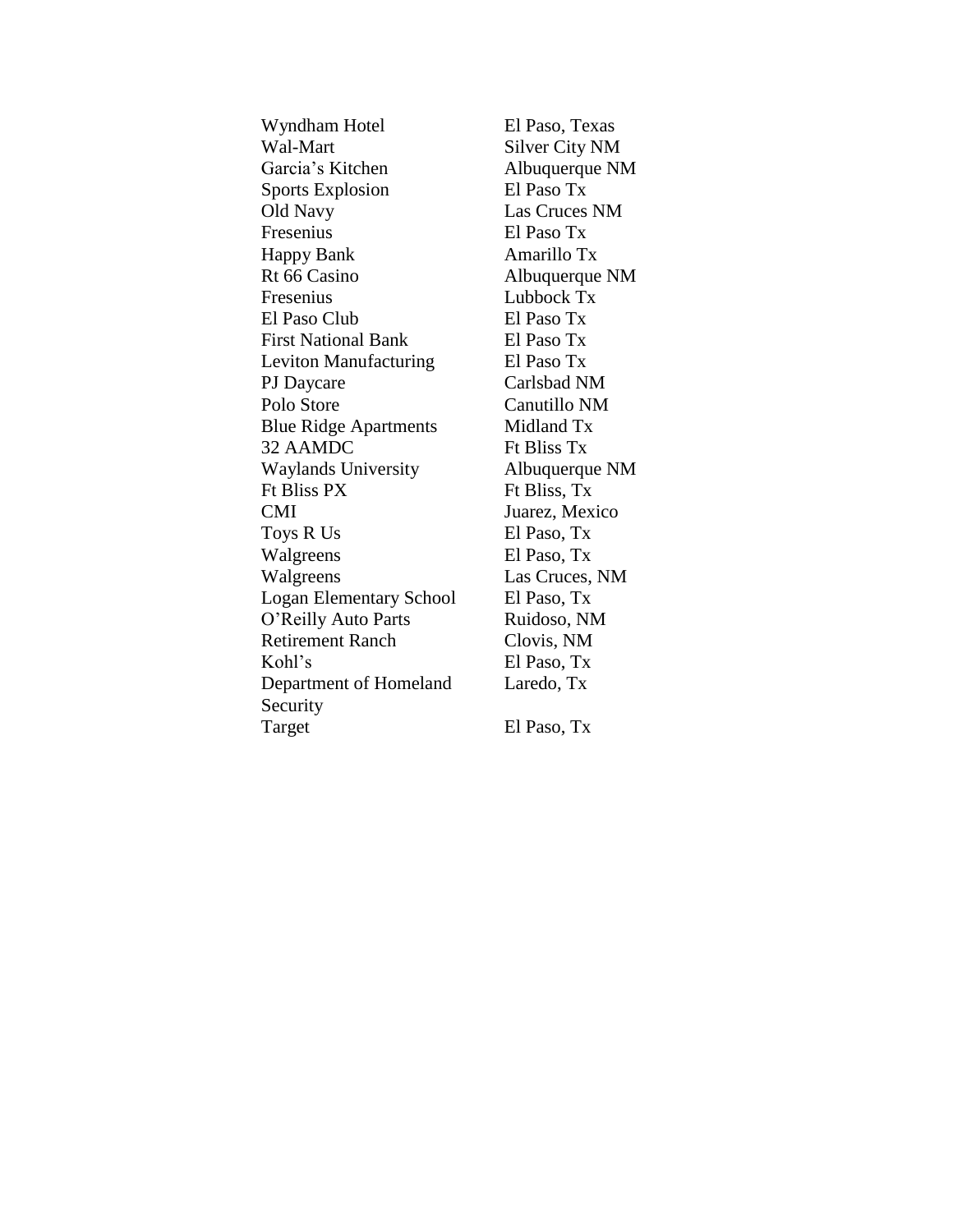| | |
|---|---|
| Wyndham Hotel | El Paso, Texas |
| Wal-Mart | Silver City NM |
| Garcia's Kitchen | Albuquerque NM |
| Sports Explosion | El Paso Tx |
| Old Navy | Las Cruces NM |
| Fresenius | El Paso Tx |
| Happy Bank | Amarillo Tx |
| Rt 66 Casino | Albuquerque NM |
| Fresenius | Lubbock Tx |
| El Paso Club | El Paso Tx |
| First National Bank | El Paso Tx |
| Leviton Manufacturing | El Paso Tx |
| PJ Daycare | Carlsbad NM |
| Polo Store | Canutillo NM |
| Blue Ridge Apartments | Midland Tx |
| 32 AAMDC | Ft Bliss Tx |
| Waylands University | Albuquerque NM |
| Ft Bliss PX | Ft Bliss, Tx |
| CMI | Juarez, Mexico |
| Toys R Us | El Paso, Tx |
| Walgreens | El Paso, Tx |
| Walgreens | Las Cruces, NM |
| Logan Elementary School | El Paso, Tx |
| O'Reilly Auto Parts | Ruidoso, NM |
| Retirement Ranch | Clovis, NM |
| Kohl's | El Paso, Tx |
| Department of Homeland Security | Laredo, Tx |
| Target | El Paso, Tx |